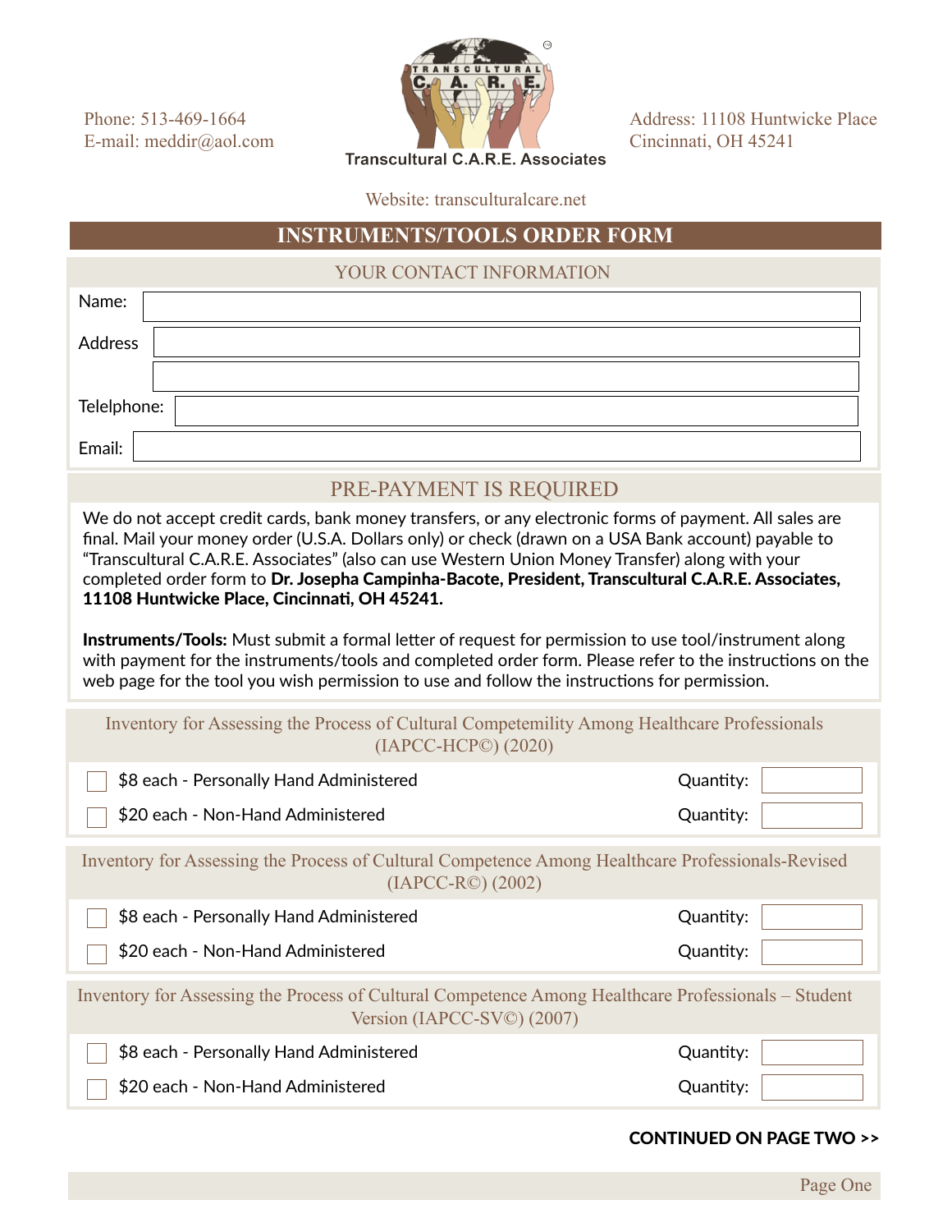Phone: 513-469-1664
E-mail: meddir@aol.com

Transcultural C.A.R.E. Associates

Address: 11108 Huntwicke Place
Cincinnati, OH 45241

Website: transculturalcare.net

# INSTRUMENTS/TOOLS ORDER FORM

## YOUR CONTACT INFORMATION

Name:

Address

Telephone:

Email:

## PRE-PAYMENT IS REQUIRED

We do not accept credit cards, bank money transfers, or any electronic forms of payment. All sales are final. Mail your money order (U.S.A. Dollars only) or check (drawn on a USA Bank account) payable to "Transcultural C.A.R.E. Associates" (also can use Western Union Money Transfer) along with your completed order form to **Dr. Josepha Campinha-Bacote, President, Transcultural C.A.R.E. Associates, 11108 Huntwicke Place, Cincinnati, OH 45241.**

**Instruments/Tools:** Must submit a formal letter of request for permission to use tool/instrument along with payment for the instruments/tools and completed order form. Please refer to the instructions on the web page for the tool you wish permission to use and follow the instructions for permission.

### Inventory for Assessing the Process of Cultural Competemility Among Healthcare Professionals (IAPCC-HCP©) (2020)

- ☐ $8 each - Personally Hand Administered — Quantity:
- ☐ $20 each - Non-Hand Administered — Quantity:

### Inventory for Assessing the Process of Cultural Competence Among Healthcare Professionals-Revised (IAPCC-R©) (2002)

- ☐ $8 each - Personally Hand Administered — Quantity:
- ☐ $20 each - Non-Hand Administered — Quantity:

### Inventory for Assessing the Process of Cultural Competence Among Healthcare Professionals – Student Version (IAPCC-SV©) (2007)

- ☐ $8 each - Personally Hand Administered — Quantity:
- ☐ $20 each - Non-Hand Administered — Quantity:

**CONTINUED ON PAGE TWO >>**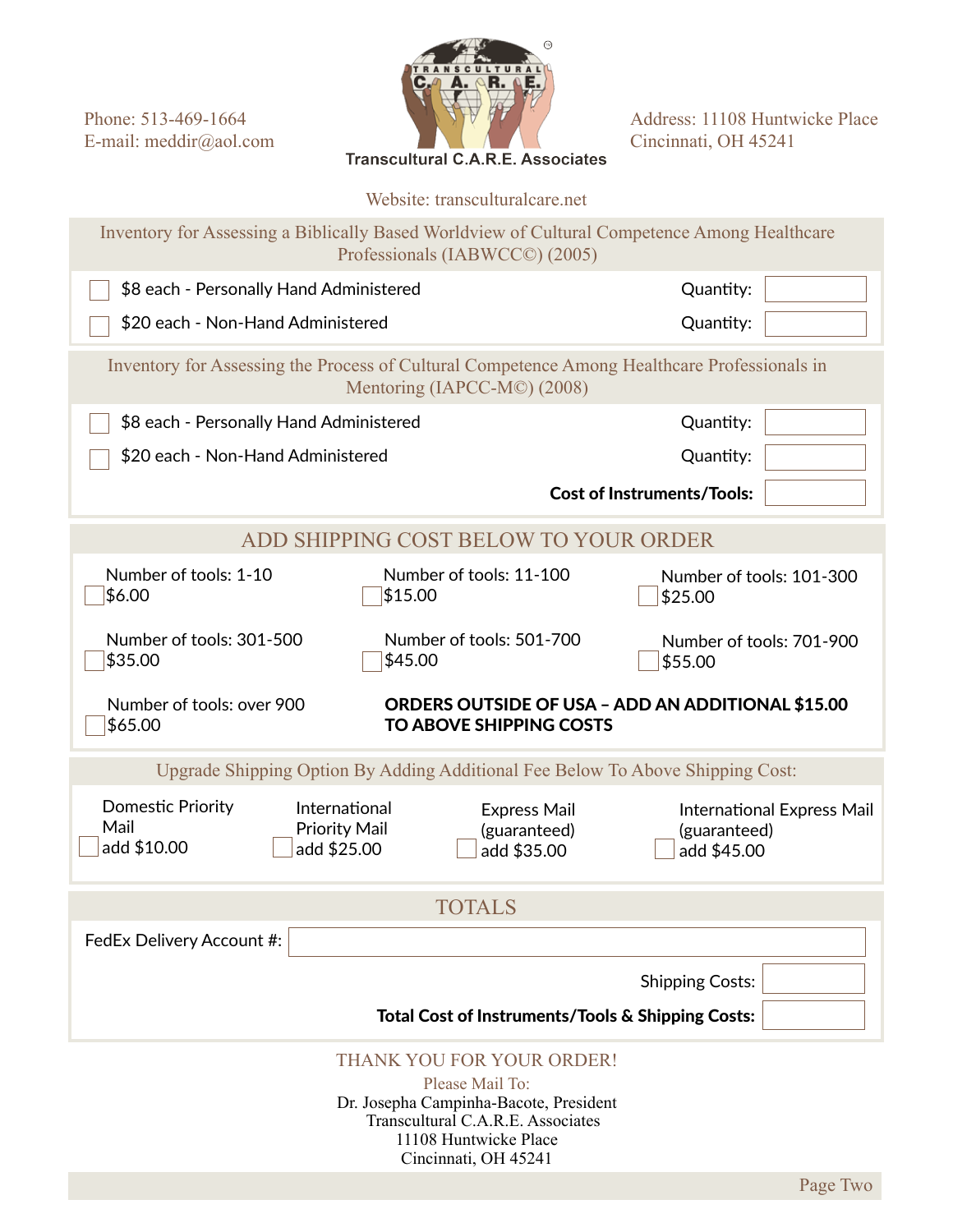Phone: 513-469-1664
E-mail: meddir@aol.com

Transcultural C.A.R.E. Associates

Address: 11108 Huntwicke Place
Cincinnati, OH 45241

Website: transculturalcare.net

## Inventory for Assessing a Biblically Based Worldview of Cultural Competence Among Healthcare Professionals (IABWCC©) (2005)

- ☐ $8 each - Personally Hand Administered — Quantity: ______
- ☐ $20 each - Non-Hand Administered — Quantity: ______

## Inventory for Assessing the Process of Cultural Competence Among Healthcare Professionals in Mentoring (IAPCC-M©) (2008)

- ☐ $8 each - Personally Hand Administered — Quantity: ______
- ☐ $20 each - Non-Hand Administered — Quantity: ______

**Cost of Instruments/Tools:** ______

## ADD SHIPPING COST BELOW TO YOUR ORDER

| | | |
|---|---|---|
| Number of tools: 1-10<br>☐ $6.00 | Number of tools: 11-100<br>☐ $15.00 | Number of tools: 101-300<br>☐ $25.00 |
| Number of tools: 301-500<br>☐ $35.00 | Number of tools: 501-700<br>☐ $45.00 | Number of tools: 701-900<br>☐ $55.00 |
| Number of tools: over 900<br>☐ $65.00 | **ORDERS OUTSIDE OF USA – ADD AN ADDITIONAL $15.00 TO ABOVE SHIPPING COSTS** | |

## Upgrade Shipping Option By Adding Additional Fee Below To Above Shipping Cost:

| | | | |
|---|---|---|---|
| Domestic Priority Mail<br>☐ add $10.00 | International Priority Mail<br>☐ add $25.00 | Express Mail (guaranteed)<br>☐ add $35.00 | International Express Mail (guaranteed)<br>☐ add $45.00 |

## TOTALS

FedEx Delivery Account #: ______

Shipping Costs: ______

**Total Cost of Instruments/Tools & Shipping Costs:** ______

THANK YOU FOR YOUR ORDER!

Please Mail To:
Dr. Josepha Campinha-Bacote, President
Transcultural C.A.R.E. Associates
11108 Huntwicke Place
Cincinnati, OH 45241